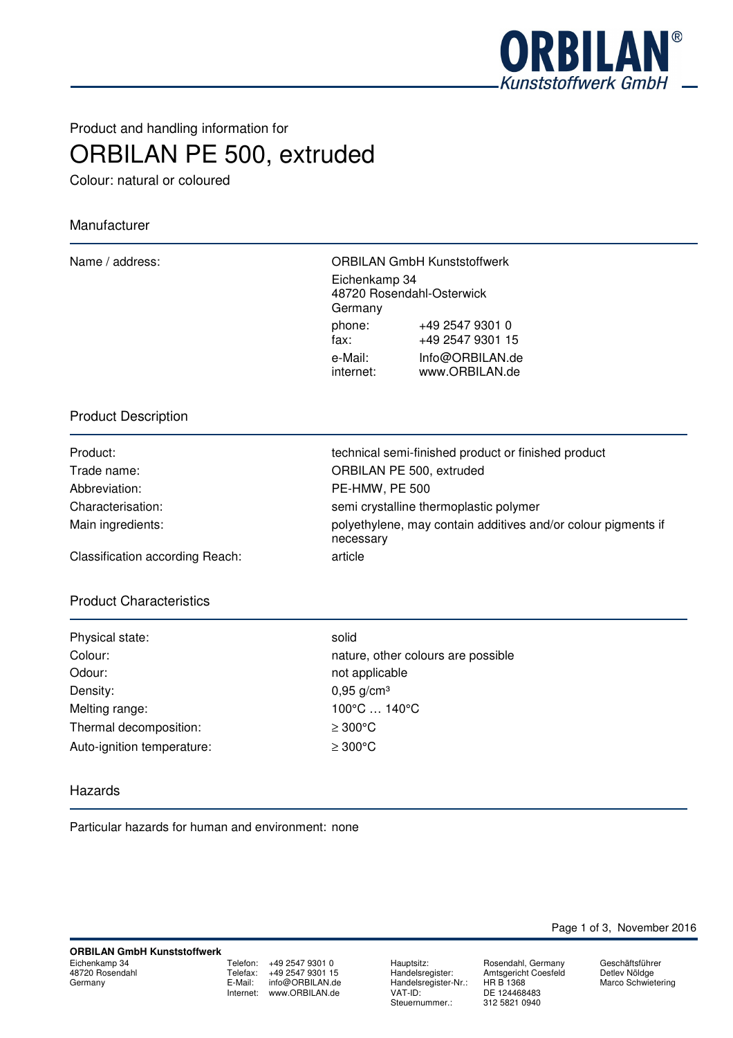Product and handling information for

# ORBILAN PE 500, extruded

Colour: natural or coloured

## Manufacturer

| | |
|---|---|
| Name / address: | ORBILAN GmbH Kunststoffwerk<br>Eichenkamp 34<br>48720 Rosendahl-Osterwick<br>Germany<br>phone: +49 2547 9301 0<br>fax: +49 2547 9301 15<br>e-Mail: Info@ORBILAN.de<br>internet: www.ORBILAN.de |

## Product Description

| | |
|---|---|
| Product: | technical semi-finished product or finished product |
| Trade name: | ORBILAN PE 500, extruded |
| Abbreviation: | PE-HMW, PE 500 |
| Characterisation: | semi crystalline thermoplastic polymer |
| Main ingredients: | polyethylene, may contain additives and/or colour pigments if necessary |
| Classification according Reach: | article |

## Product Characteristics

| | |
|---|---|
| Physical state: | solid |
| Colour: | nature, other colours are possible |
| Odour: | not applicable |
| Density: | 0,95 g/cm³ |
| Melting range: | 100°C … 140°C |
| Thermal decomposition: | ≥ 300°C |
| Auto-ignition temperature: | ≥ 300°C |

## Hazards

Particular hazards for human and environment: none

November 2016

**ORBILAN GmbH Kunststoffwerk**
Eichenkamp 34
48720 Rosendahl
Germany

Telefon: +49 2547 9301 0
Telefax: +49 2547 9301 15
E-Mail: info@ORBILAN.de
Internet: www.ORBILAN.de

Hauptsitz: Rosendahl, Germany
Handelsregister: Amtsgericht Coesfeld
Handelsregister-Nr.: HR B 1368
VAT-ID: DE 124468483
Steuernummer.: 312 5821 0940

Geschäftsführer
Detlev Nöldge
Marco Schwietering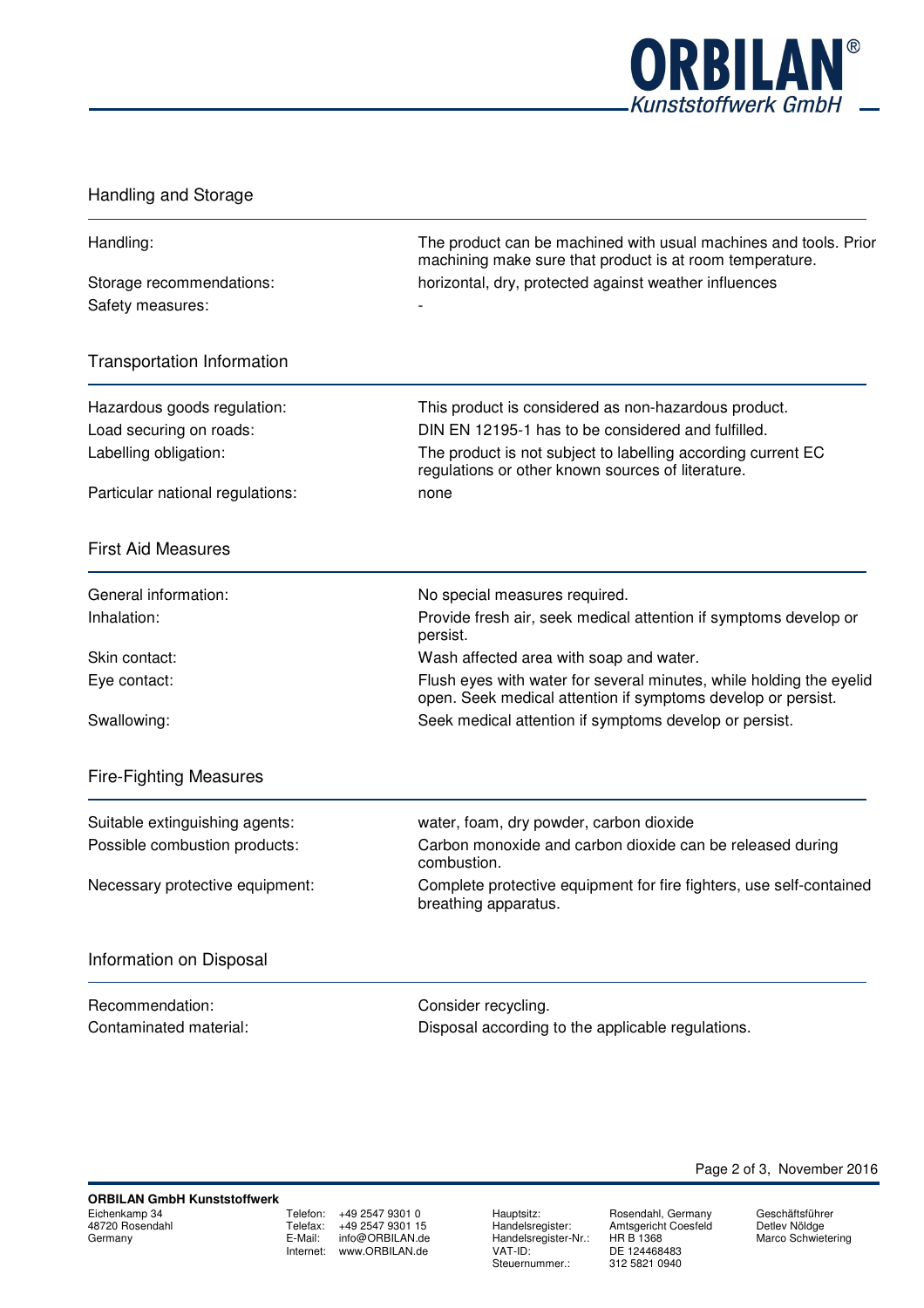## Handling and Storage

| | |
|---|---|
| Handling: | The product can be machined with usual machines and tools. Prior machining make sure that product is at room temperature. |
| Storage recommendations: | horizontal, dry, protected against weather influences |
| Safety measures: | - |

## Transportation Information

| | |
|---|---|
| Hazardous goods regulation: | This product is considered as non-hazardous product. |
| Load securing on roads: | DIN EN 12195-1 has to be considered and fulfilled. |
| Labelling obligation: | The product is not subject to labelling according current EC regulations or other known sources of literature. |
| Particular national regulations: | none |

## First Aid Measures

| | |
|---|---|
| General information: | No special measures required. |
| Inhalation: | Provide fresh air, seek medical attention if symptoms develop or persist. |
| Skin contact: | Wash affected area with soap and water. |
| Eye contact: | Flush eyes with water for several minutes, while holding the eyelid open. Seek medical attention if symptoms develop or persist. |
| Swallowing: | Seek medical attention if symptoms develop or persist. |

## Fire-Fighting Measures

| | |
|---|---|
| Suitable extinguishing agents: | water, foam, dry powder, carbon dioxide |
| Possible combustion products: | Carbon monoxide and carbon dioxide can be released during combustion. |
| Necessary protective equipment: | Complete protective equipment for fire fighters, use self-contained breathing apparatus. |

## Information on Disposal

| | |
|---|---|
| Recommendation: | Consider recycling. |
| Contaminated material: | Disposal according to the applicable regulations. |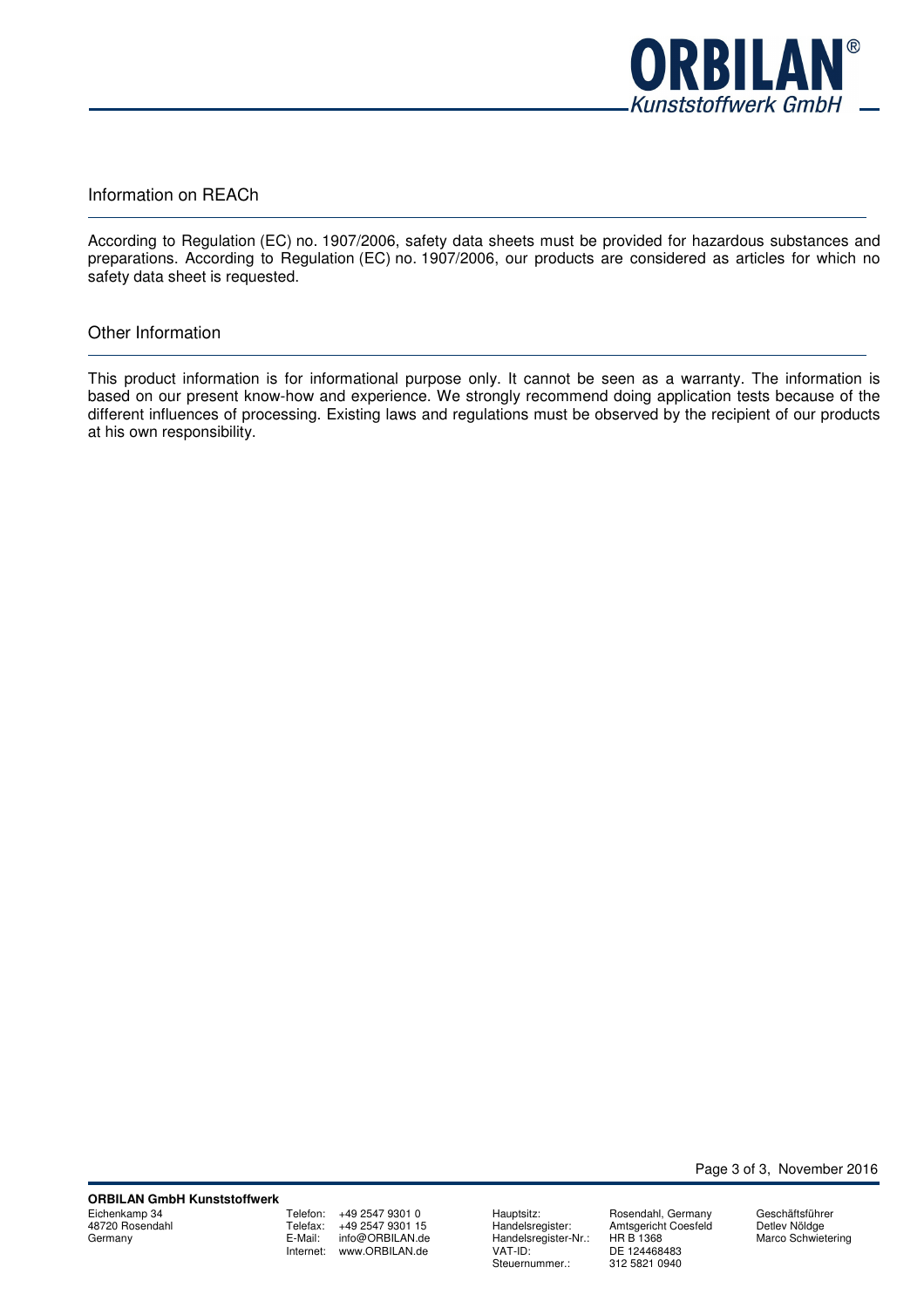## Information on REACh

According to Regulation (EC) no. 1907/2006, safety data sheets must be provided for hazardous substances and preparations. According to Regulation (EC) no. 1907/2006, our products are considered as articles for which no safety data sheet is requested.

## Other Information

This product information is for informational purpose only. It cannot be seen as a warranty. The information is based on our present know-how and experience. We strongly recommend doing application tests because of the different influences of processing. Existing laws and regulations must be observed by the recipient of our products at his own responsibility.